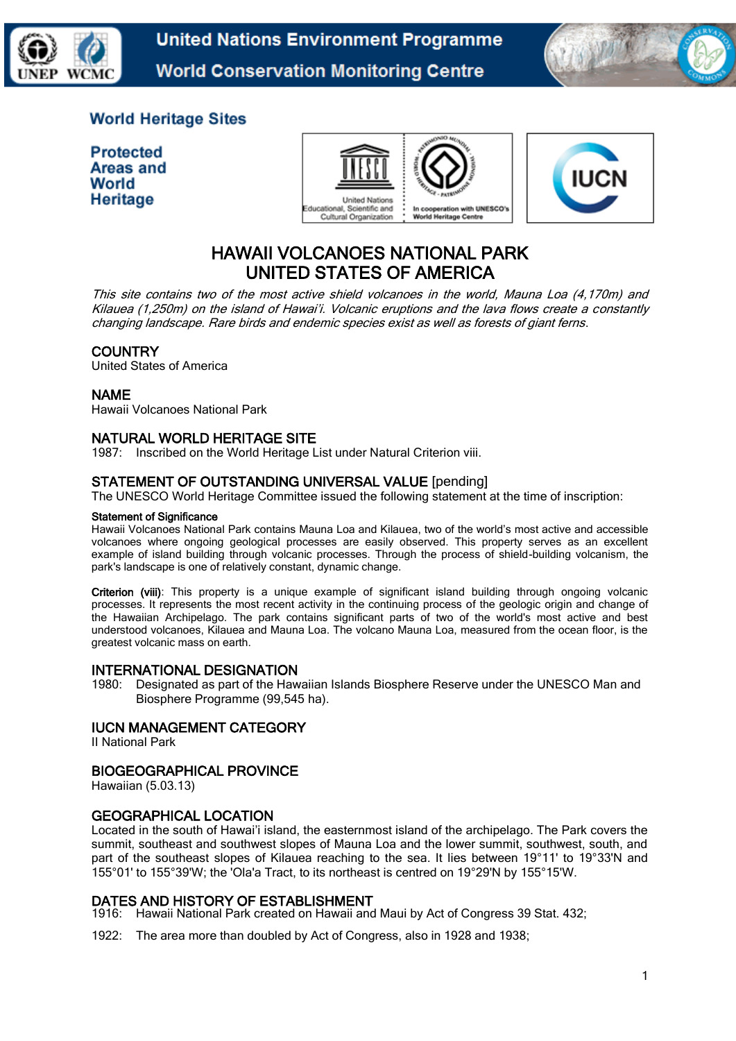United Nations Environment Programme
World Conservation Monitoring Centre

**World Heritage Sites**

**Protected Areas and World Heritage**

# HAWAII VOLCANOES NATIONAL PARK
# UNITED STATES OF AMERICA

*This site contains two of the most active shield volcanoes in the world, Mauna Loa (4,170m) and Kilauea (1,250m) on the island of Hawai'i. Volcanic eruptions and the lava flows create a constantly changing landscape. Rare birds and endemic species exist as well as forests of giant ferns.*

## COUNTRY
United States of America

## NAME
Hawaii Volcanoes National Park

## NATURAL WORLD HERITAGE SITE
1987: Inscribed on the World Heritage List under Natural Criterion viii.

## STATEMENT OF OUTSTANDING UNIVERSAL VALUE [pending]
The UNESCO World Heritage Committee issued the following statement at the time of inscription:

**Statement of Significance**

Hawaii Volcanoes National Park contains Mauna Loa and Kilauea, two of the world's most active and accessible volcanoes where ongoing geological processes are easily observed. This property serves as an excellent example of island building through volcanic processes. Through the process of shield-building volcanism, the park's landscape is one of relatively constant, dynamic change.

**Criterion (viii)**: This property is a unique example of significant island building through ongoing volcanic processes. It represents the most recent activity in the continuing process of the geologic origin and change of the Hawaiian Archipelago. The park contains significant parts of two of the world's most active and best understood volcanoes, Kilauea and Mauna Loa. The volcano Mauna Loa, measured from the ocean floor, is the greatest volcanic mass on earth.

## INTERNATIONAL DESIGNATION
1980: Designated as part of the Hawaiian Islands Biosphere Reserve under the UNESCO Man and Biosphere Programme (99,545 ha).

## IUCN MANAGEMENT CATEGORY
II National Park

## BIOGEOGRAPHICAL PROVINCE
Hawaiian (5.03.13)

## GEOGRAPHICAL LOCATION
Located in the south of Hawai'i island, the easternmost island of the archipelago. The Park covers the summit, southeast and southwest slopes of Mauna Loa and the lower summit, southwest, south, and part of the southeast slopes of Kilauea reaching to the sea. It lies between 19°11' to 19°33'N and 155°01' to 155°39'W; the 'Ola'a Tract, to its northeast is centred on 19°29'N by 155°15'W.

## DATES AND HISTORY OF ESTABLISHMENT
1916: Hawaii National Park created on Hawaii and Maui by Act of Congress 39 Stat. 432;

1922: The area more than doubled by Act of Congress, also in 1928 and 1938;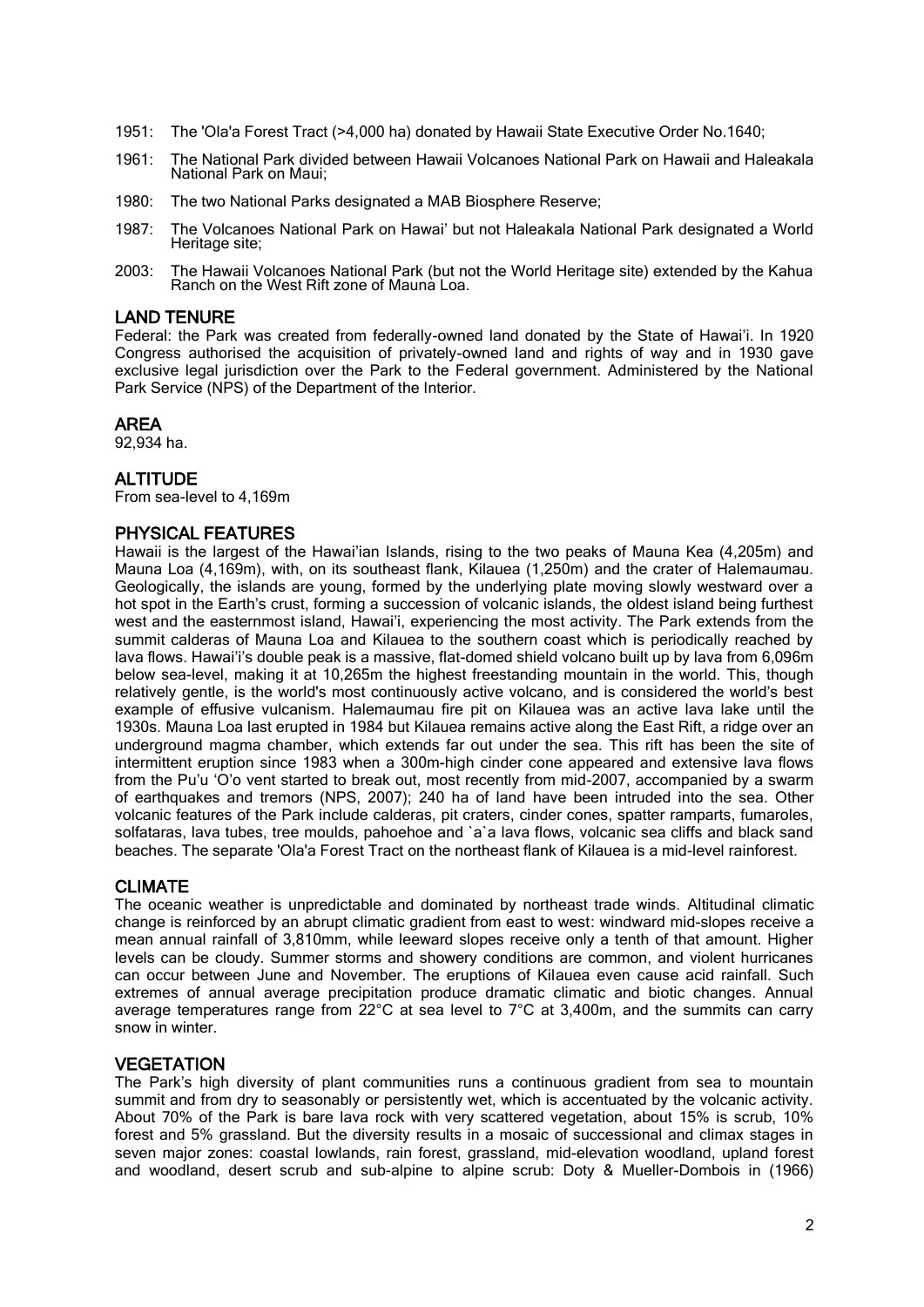1951: The 'Ola'a Forest Tract (>4,000 ha) donated by Hawaii State Executive Order No.1640;

1961: The National Park divided between Hawaii Volcanoes National Park on Hawaii and Haleakala National Park on Maui;

1980: The two National Parks designated a MAB Biosphere Reserve;

1987: The Volcanoes National Park on Hawai' but not Haleakala National Park designated a World Heritage site;

2003: The Hawaii Volcanoes National Park (but not the World Heritage site) extended by the Kahua Ranch on the West Rift zone of Mauna Loa.

## LAND TENURE

Federal: the Park was created from federally-owned land donated by the State of Hawai'i. In 1920 Congress authorised the acquisition of privately-owned land and rights of way and in 1930 gave exclusive legal jurisdiction over the Park to the Federal government. Administered by the National Park Service (NPS) of the Department of the Interior.

## AREA

92,934 ha.

## ALTITUDE

From sea-level to 4,169m

## PHYSICAL FEATURES

Hawaii is the largest of the Hawai'ian Islands, rising to the two peaks of Mauna Kea (4,205m) and Mauna Loa (4,169m), with, on its southeast flank, Kilauea (1,250m) and the crater of Halemaumau. Geologically, the islands are young, formed by the underlying plate moving slowly westward over a hot spot in the Earth's crust, forming a succession of volcanic islands, the oldest island being furthest west and the easternmost island, Hawai'i, experiencing the most activity. The Park extends from the summit calderas of Mauna Loa and Kilauea to the southern coast which is periodically reached by lava flows. Hawai'i's double peak is a massive, flat-domed shield volcano built up by lava from 6,096m below sea-level, making it at 10,265m the highest freestanding mountain in the world. This, though relatively gentle, is the world's most continuously active volcano, and is considered the world's best example of effusive vulcanism. Halemaumau fire pit on Kilauea was an active lava lake until the 1930s. Mauna Loa last erupted in 1984 but Kilauea remains active along the East Rift, a ridge over an underground magma chamber, which extends far out under the sea. This rift has been the site of intermittent eruption since 1983 when a 300m-high cinder cone appeared and extensive lava flows from the Pu'u 'O'o vent started to break out, most recently from mid-2007, accompanied by a swarm of earthquakes and tremors (NPS, 2007); 240 ha of land have been intruded into the sea. Other volcanic features of the Park include calderas, pit craters, cinder cones, spatter ramparts, fumaroles, solfataras, lava tubes, tree moulds, pahoehoe and `a`a lava flows, volcanic sea cliffs and black sand beaches. The separate 'Ola'a Forest Tract on the northeast flank of Kilauea is a mid-level rainforest.

## CLIMATE

The oceanic weather is unpredictable and dominated by northeast trade winds. Altitudinal climatic change is reinforced by an abrupt climatic gradient from east to west: windward mid-slopes receive a mean annual rainfall of 3,810mm, while leeward slopes receive only a tenth of that amount. Higher levels can be cloudy. Summer storms and showery conditions are common, and violent hurricanes can occur between June and November. The eruptions of Kilauea even cause acid rainfall. Such extremes of annual average precipitation produce dramatic climatic and biotic changes. Annual average temperatures range from 22°C at sea level to 7°C at 3,400m, and the summits can carry snow in winter.

## VEGETATION

The Park's high diversity of plant communities runs a continuous gradient from sea to mountain summit and from dry to seasonably or persistently wet, which is accentuated by the volcanic activity. About 70% of the Park is bare lava rock with very scattered vegetation, about 15% is scrub, 10% forest and 5% grassland. But the diversity results in a mosaic of successional and climax stages in seven major zones: coastal lowlands, rain forest, grassland, mid-elevation woodland, upland forest and woodland, desert scrub and sub-alpine to alpine scrub: Doty & Mueller-Dombois in (1966)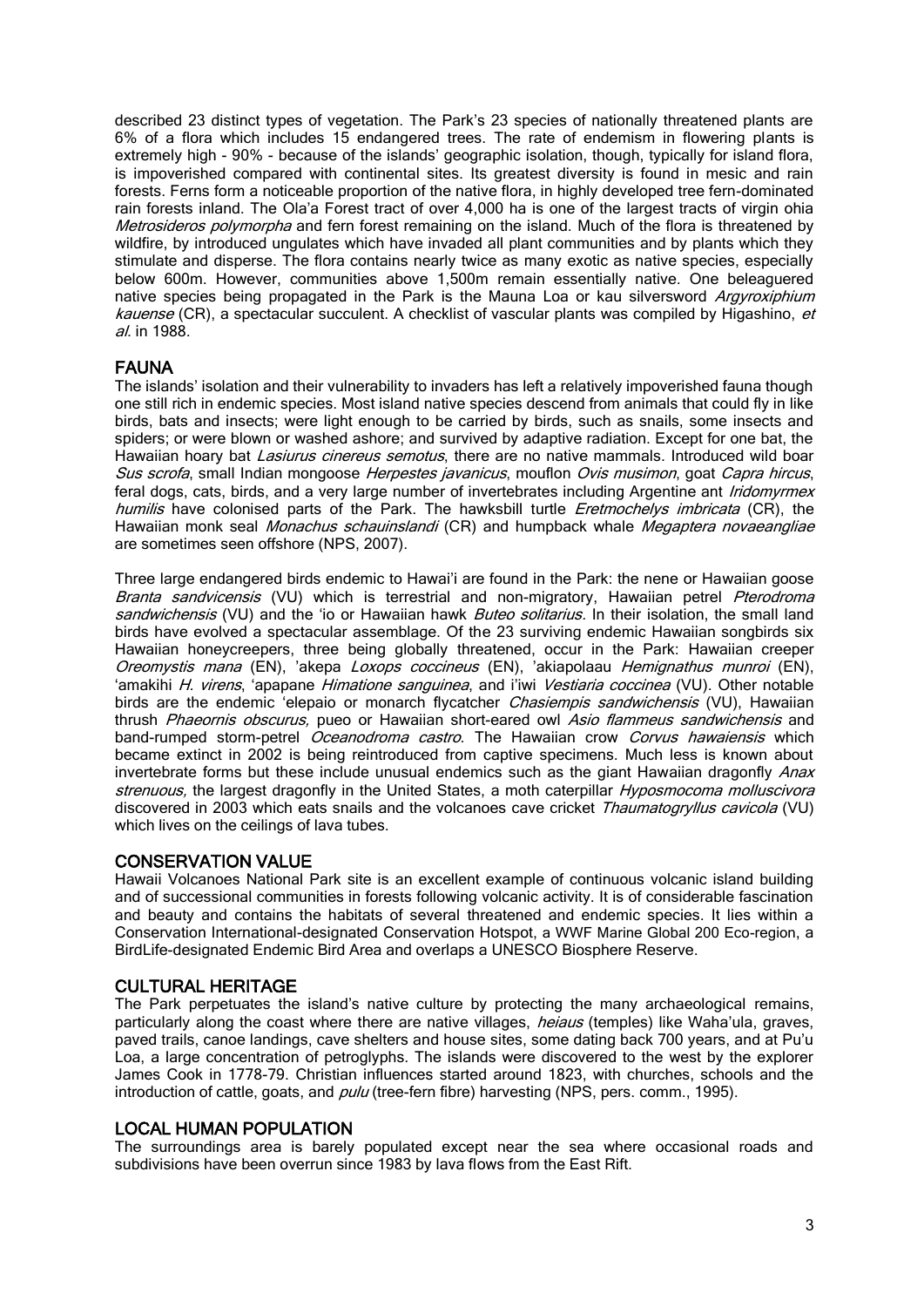described 23 distinct types of vegetation. The Park's 23 species of nationally threatened plants are 6% of a flora which includes 15 endangered trees. The rate of endemism in flowering plants is extremely high - 90% - because of the islands' geographic isolation, though, typically for island flora, is impoverished compared with continental sites. Its greatest diversity is found in mesic and rain forests. Ferns form a noticeable proportion of the native flora, in highly developed tree fern-dominated rain forests inland. The Ola'a Forest tract of over 4,000 ha is one of the largest tracts of virgin ohia *Metrosideros polymorpha* and fern forest remaining on the island. Much of the flora is threatened by wildfire, by introduced ungulates which have invaded all plant communities and by plants which they stimulate and disperse. The flora contains nearly twice as many exotic as native species, especially below 600m. However, communities above 1,500m remain essentially native. One beleaguered native species being propagated in the Park is the Mauna Loa or kau silversword *Argyroxiphium kauense* (CR), a spectacular succulent. A checklist of vascular plants was compiled by Higashino, *et al*. in 1988.

## FAUNA

The islands' isolation and their vulnerability to invaders has left a relatively impoverished fauna though one still rich in endemic species. Most island native species descend from animals that could fly in like birds, bats and insects; were light enough to be carried by birds, such as snails, some insects and spiders; or were blown or washed ashore; and survived by adaptive radiation. Except for one bat, the Hawaiian hoary bat *Lasiurus cinereus semotus*, there are no native mammals. Introduced wild boar *Sus scrofa*, small Indian mongoose *Herpestes javanicus*, mouflon *Ovis musimon*, goat *Capra hircus*, feral dogs, cats, birds, and a very large number of invertebrates including Argentine ant *Iridomyrmex humilis* have colonised parts of the Park. The hawksbill turtle *Eretmochelys imbricata* (CR), the Hawaiian monk seal *Monachus schauinslandi* (CR) and humpback whale *Megaptera novaeangliae* are sometimes seen offshore (NPS, 2007).

Three large endangered birds endemic to Hawai'i are found in the Park: the nene or Hawaiian goose *Branta sandvicensis* (VU) which is terrestrial and non-migratory, Hawaiian petrel *Pterodroma sandwichensis* (VU) and the 'io or Hawaiian hawk *Buteo solitarius.* In their isolation, the small land birds have evolved a spectacular assemblage. Of the 23 surviving endemic Hawaiian songbirds six Hawaiian honeycreepers, three being globally threatened, occur in the Park: Hawaiian creeper *Oreomystis mana* (EN), 'akepa *Loxops coccineus* (EN), 'akiapolaau *Hemignathus munroi* (EN), 'amakihi *H. virens*, 'apapane *Himatione sanguinea*, and i'iwi *Vestiaria coccinea* (VU). Other notable birds are the endemic 'elepaio or monarch flycatcher *Chasiempis sandwichensis* (VU), Hawaiian thrush *Phaeornis obscurus,* pueo or Hawaiian short-eared owl *Asio flammeus sandwichensis* and band-rumped storm-petrel *Oceanodroma castro*. The Hawaiian crow *Corvus hawaiensis* which became extinct in 2002 is being reintroduced from captive specimens. Much less is known about invertebrate forms but these include unusual endemics such as the giant Hawaiian dragonfly *Anax strenuous,* the largest dragonfly in the United States, a moth caterpillar *Hyposmocoma molluscivora* discovered in 2003 which eats snails and the volcanoes cave cricket *Thaumatogryllus cavicola* (VU) which lives on the ceilings of lava tubes.

## CONSERVATION VALUE

Hawaii Volcanoes National Park site is an excellent example of continuous volcanic island building and of successional communities in forests following volcanic activity. It is of considerable fascination and beauty and contains the habitats of several threatened and endemic species. It lies within a Conservation International-designated Conservation Hotspot, a WWF Marine Global 200 Eco-region, a BirdLife-designated Endemic Bird Area and overlaps a UNESCO Biosphere Reserve.

## CULTURAL HERITAGE

The Park perpetuates the island's native culture by protecting the many archaeological remains, particularly along the coast where there are native villages, *heiaus* (temples) like Waha'ula, graves, paved trails, canoe landings, cave shelters and house sites, some dating back 700 years, and at Pu'u Loa, a large concentration of petroglyphs. The islands were discovered to the west by the explorer James Cook in 1778-79. Christian influences started around 1823, with churches, schools and the introduction of cattle, goats, and *pulu* (tree-fern fibre) harvesting (NPS, pers. comm., 1995).

## LOCAL HUMAN POPULATION

The surroundings area is barely populated except near the sea where occasional roads and subdivisions have been overrun since 1983 by lava flows from the East Rift.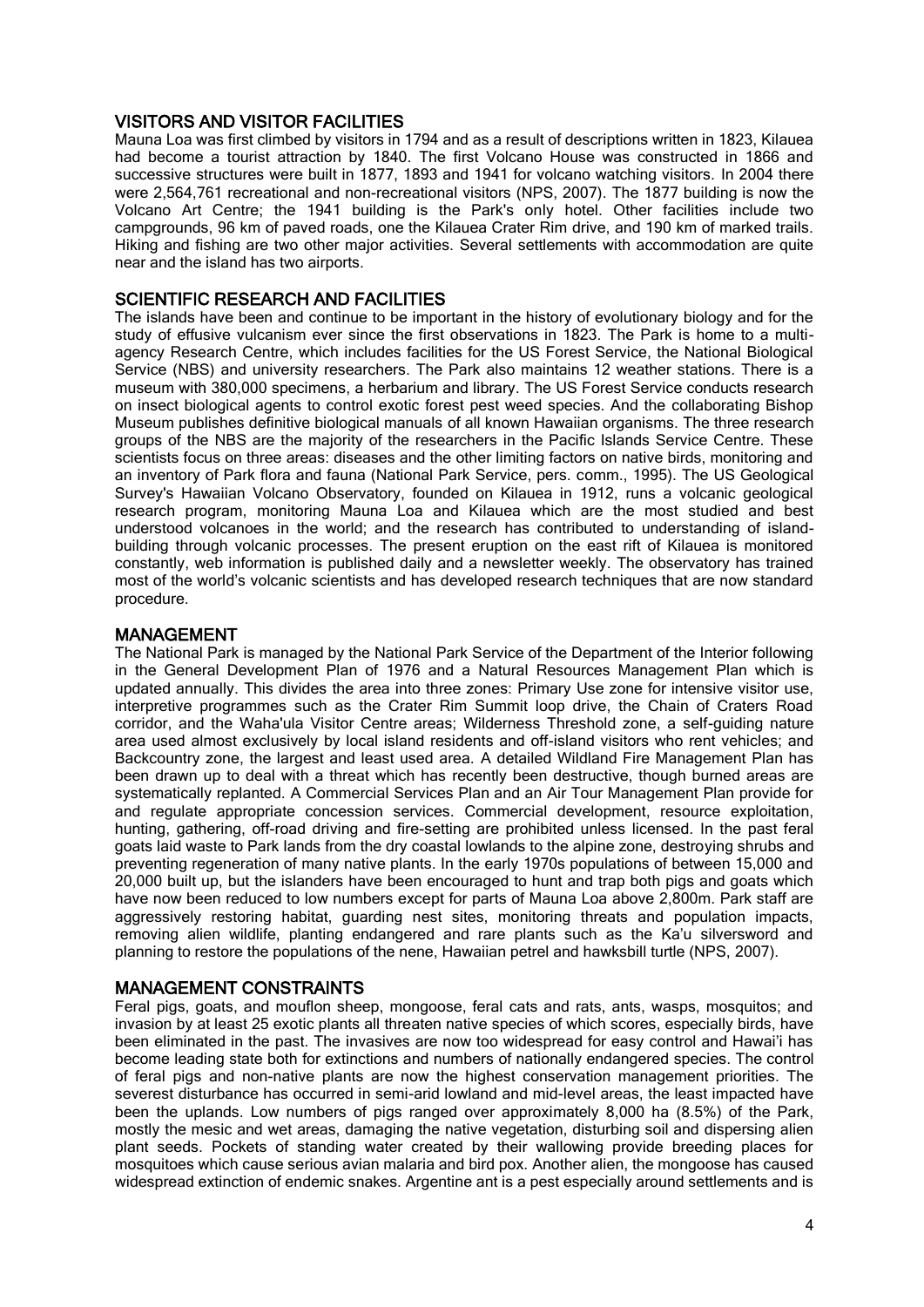## VISITORS AND VISITOR FACILITIES

Mauna Loa was first climbed by visitors in 1794 and as a result of descriptions written in 1823, Kilauea had become a tourist attraction by 1840. The first Volcano House was constructed in 1866 and successive structures were built in 1877, 1893 and 1941 for volcano watching visitors. In 2004 there were 2,564,761 recreational and non-recreational visitors (NPS, 2007). The 1877 building is now the Volcano Art Centre; the 1941 building is the Park's only hotel. Other facilities include two campgrounds, 96 km of paved roads, one the Kilauea Crater Rim drive, and 190 km of marked trails. Hiking and fishing are two other major activities. Several settlements with accommodation are quite near and the island has two airports.

## SCIENTIFIC RESEARCH AND FACILITIES

The islands have been and continue to be important in the history of evolutionary biology and for the study of effusive vulcanism ever since the first observations in 1823. The Park is home to a multi-agency Research Centre, which includes facilities for the US Forest Service, the National Biological Service (NBS) and university researchers. The Park also maintains 12 weather stations. There is a museum with 380,000 specimens, a herbarium and library. The US Forest Service conducts research on insect biological agents to control exotic forest pest weed species. And the collaborating Bishop Museum publishes definitive biological manuals of all known Hawaiian organisms. The three research groups of the NBS are the majority of the researchers in the Pacific Islands Service Centre. These scientists focus on three areas: diseases and the other limiting factors on native birds, monitoring and an inventory of Park flora and fauna (National Park Service, pers. comm., 1995). The US Geological Survey's Hawaiian Volcano Observatory, founded on Kilauea in 1912, runs a volcanic geological research program, monitoring Mauna Loa and Kilauea which are the most studied and best understood volcanoes in the world; and the research has contributed to understanding of island-building through volcanic processes. The present eruption on the east rift of Kilauea is monitored constantly, web information is published daily and a newsletter weekly. The observatory has trained most of the world's volcanic scientists and has developed research techniques that are now standard procedure.

## MANAGEMENT

The National Park is managed by the National Park Service of the Department of the Interior following in the General Development Plan of 1976 and a Natural Resources Management Plan which is updated annually. This divides the area into three zones: Primary Use zone for intensive visitor use, interpretive programmes such as the Crater Rim Summit loop drive, the Chain of Craters Road corridor, and the Waha'ula Visitor Centre areas; Wilderness Threshold zone, a self-guiding nature area used almost exclusively by local island residents and off-island visitors who rent vehicles; and Backcountry zone, the largest and least used area. A detailed Wildland Fire Management Plan has been drawn up to deal with a threat which has recently been destructive, though burned areas are systematically replanted. A Commercial Services Plan and an Air Tour Management Plan provide for and regulate appropriate concession services. Commercial development, resource exploitation, hunting, gathering, off-road driving and fire-setting are prohibited unless licensed. In the past feral goats laid waste to Park lands from the dry coastal lowlands to the alpine zone, destroying shrubs and preventing regeneration of many native plants. In the early 1970s populations of between 15,000 and 20,000 built up, but the islanders have been encouraged to hunt and trap both pigs and goats which have now been reduced to low numbers except for parts of Mauna Loa above 2,800m. Park staff are aggressively restoring habitat, guarding nest sites, monitoring threats and population impacts, removing alien wildlife, planting endangered and rare plants such as the Ka'u silversword and planning to restore the populations of the nene, Hawaiian petrel and hawksbill turtle (NPS, 2007).

## MANAGEMENT CONSTRAINTS

Feral pigs, goats, and mouflon sheep, mongoose, feral cats and rats, ants, wasps, mosquitos; and invasion by at least 25 exotic plants all threaten native species of which scores, especially birds, have been eliminated in the past. The invasives are now too widespread for easy control and Hawai'i has become leading state both for extinctions and numbers of nationally endangered species. The control of feral pigs and non-native plants are now the highest conservation management priorities. The severest disturbance has occurred in semi-arid lowland and mid-level areas, the least impacted have been the uplands. Low numbers of pigs ranged over approximately 8,000 ha (8.5%) of the Park, mostly the mesic and wet areas, damaging the native vegetation, disturbing soil and dispersing alien plant seeds. Pockets of standing water created by their wallowing provide breeding places for mosquitoes which cause serious avian malaria and bird pox. Another alien, the mongoose has caused widespread extinction of endemic snakes. Argentine ant is a pest especially around settlements and is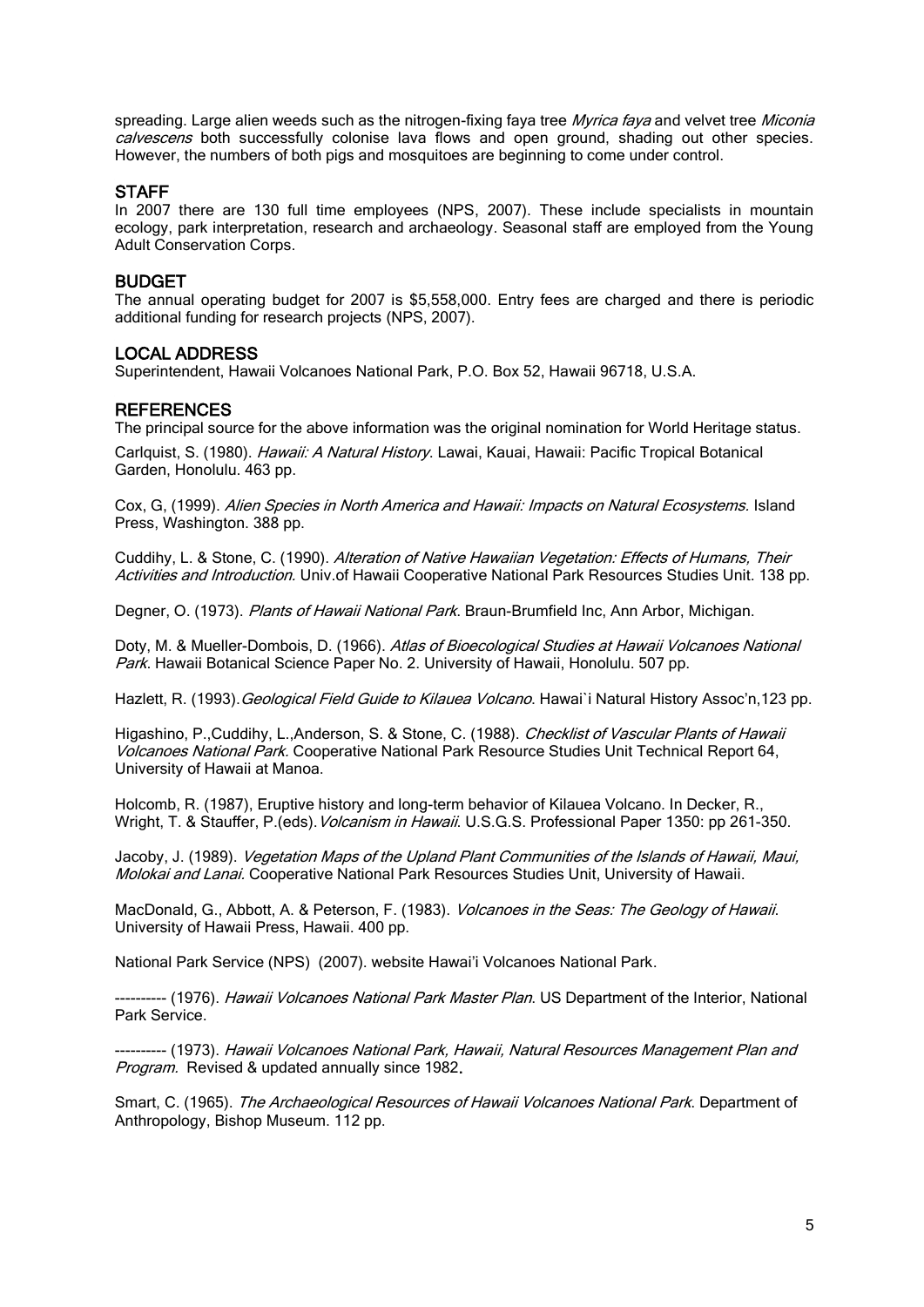spreading. Large alien weeds such as the nitrogen-fixing faya tree *Myrica faya* and velvet tree *Miconia calvescens* both successfully colonise lava flows and open ground, shading out other species. However, the numbers of both pigs and mosquitoes are beginning to come under control.

## STAFF

In 2007 there are 130 full time employees (NPS, 2007). These include specialists in mountain ecology, park interpretation, research and archaeology. Seasonal staff are employed from the Young Adult Conservation Corps.

## BUDGET

The annual operating budget for 2007 is $5,558,000. Entry fees are charged and there is periodic additional funding for research projects (NPS, 2007).

## LOCAL ADDRESS

Superintendent, Hawaii Volcanoes National Park, P.O. Box 52, Hawaii 96718, U.S.A.

## REFERENCES

The principal source for the above information was the original nomination for World Heritage status.

Carlquist, S. (1980). *Hawaii: A Natural History*. Lawai, Kauai, Hawaii: Pacific Tropical Botanical Garden, Honolulu. 463 pp.

Cox, G, (1999). *Alien Species in North America and Hawaii: Impacts on Natural Ecosystems.* Island Press, Washington. 388 pp.

Cuddihy, L. & Stone, C. (1990). *Alteration of Native Hawaiian Vegetation: Effects of Humans, Their Activities and Introduction.* Univ.of Hawaii Cooperative National Park Resources Studies Unit. 138 pp.

Degner, O. (1973). *Plants of Hawaii National Park*. Braun-Brumfield Inc, Ann Arbor, Michigan.

Doty, M. & Mueller-Dombois, D. (1966). *Atlas of Bioecological Studies at Hawaii Volcanoes National Park*. Hawaii Botanical Science Paper No. 2. University of Hawaii, Honolulu. 507 pp.

Hazlett, R. (1993).*Geological Field Guide to Kilauea Volcano*. Hawai`i Natural History Assoc'n,123 pp.

Higashino, P.,Cuddihy, L.,Anderson, S. & Stone, C. (1988). *Checklist of Vascular Plants of Hawaii Volcanoes National Park.* Cooperative National Park Resource Studies Unit Technical Report 64, University of Hawaii at Manoa.

Holcomb, R. (1987), Eruptive history and long-term behavior of Kilauea Volcano. In Decker, R., Wright, T. & Stauffer, P.(eds).*Volcanism in Hawaii*. U.S.G.S. Professional Paper 1350: pp 261-350.

Jacoby, J. (1989). *Vegetation Maps of the Upland Plant Communities of the Islands of Hawaii, Maui, Molokai and Lanai.* Cooperative National Park Resources Studies Unit, University of Hawaii.

MacDonald, G., Abbott, A. & Peterson, F. (1983). *Volcanoes in the Seas: The Geology of Hawaii*. University of Hawaii Press, Hawaii. 400 pp.

National Park Service (NPS) (2007). website Hawai'i Volcanoes National Park.

---------- (1976). *Hawaii Volcanoes National Park Master Plan*. US Department of the Interior, National Park Service.

---------- (1973). *Hawaii Volcanoes National Park, Hawaii, Natural Resources Management Plan and Program.* Revised & updated annually since 1982.

Smart, C. (1965). *The Archaeological Resources of Hawaii Volcanoes National Park*. Department of Anthropology, Bishop Museum. 112 pp.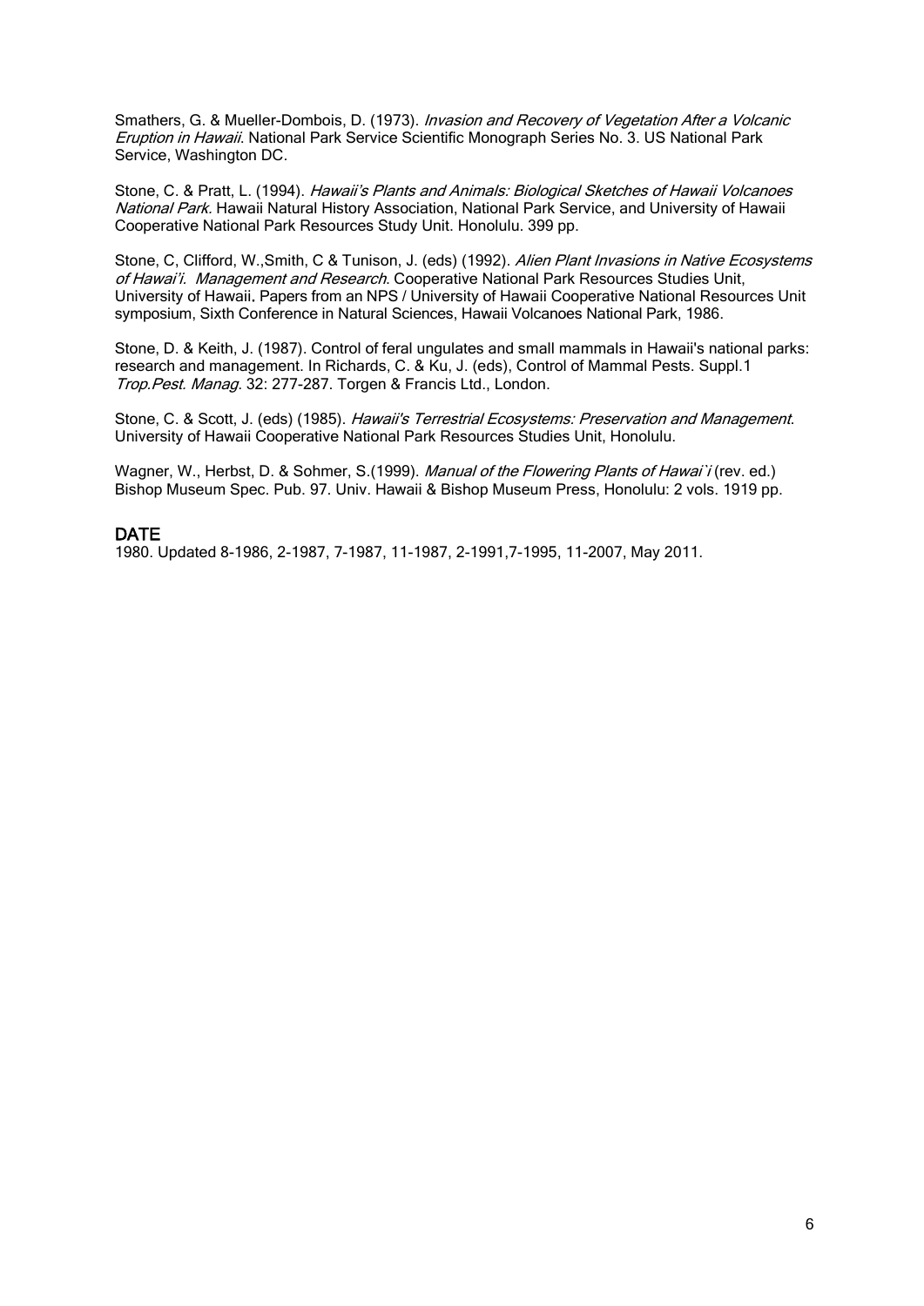Smathers, G. & Mueller-Dombois, D. (1973). *Invasion and Recovery of Vegetation After a Volcanic Eruption in Hawaii*. National Park Service Scientific Monograph Series No. 3. US National Park Service, Washington DC.

Stone, C. & Pratt, L. (1994). *Hawaii's Plants and Animals: Biological Sketches of Hawaii Volcanoes National Park.* Hawaii Natural History Association, National Park Service, and University of Hawaii Cooperative National Park Resources Study Unit. Honolulu. 399 pp.

Stone, C, Clifford, W.,Smith, C & Tunison, J. (eds) (1992). *Alien Plant Invasions in Native Ecosystems of Hawai'i. Management and Research*. Cooperative National Park Resources Studies Unit, University of Hawaii. Papers from an NPS / University of Hawaii Cooperative National Resources Unit symposium, Sixth Conference in Natural Sciences, Hawaii Volcanoes National Park, 1986.

Stone, D. & Keith, J. (1987). Control of feral ungulates and small mammals in Hawaii's national parks: research and management. In Richards, C. & Ku, J. (eds), Control of Mammal Pests. Suppl.1 *Trop.Pest. Manag*. 32: 277-287. Torgen & Francis Ltd., London.

Stone, C. & Scott, J. (eds) (1985). *Hawaii's Terrestrial Ecosystems: Preservation and Management*. University of Hawaii Cooperative National Park Resources Studies Unit, Honolulu.

Wagner, W., Herbst, D. & Sohmer, S.(1999). *Manual of the Flowering Plants of Hawai`i* (rev. ed.) Bishop Museum Spec. Pub. 97. Univ. Hawaii & Bishop Museum Press, Honolulu: 2 vols. 1919 pp.

## DATE

1980. Updated 8-1986, 2-1987, 7-1987, 11-1987, 2-1991,7-1995, 11-2007, May 2011.